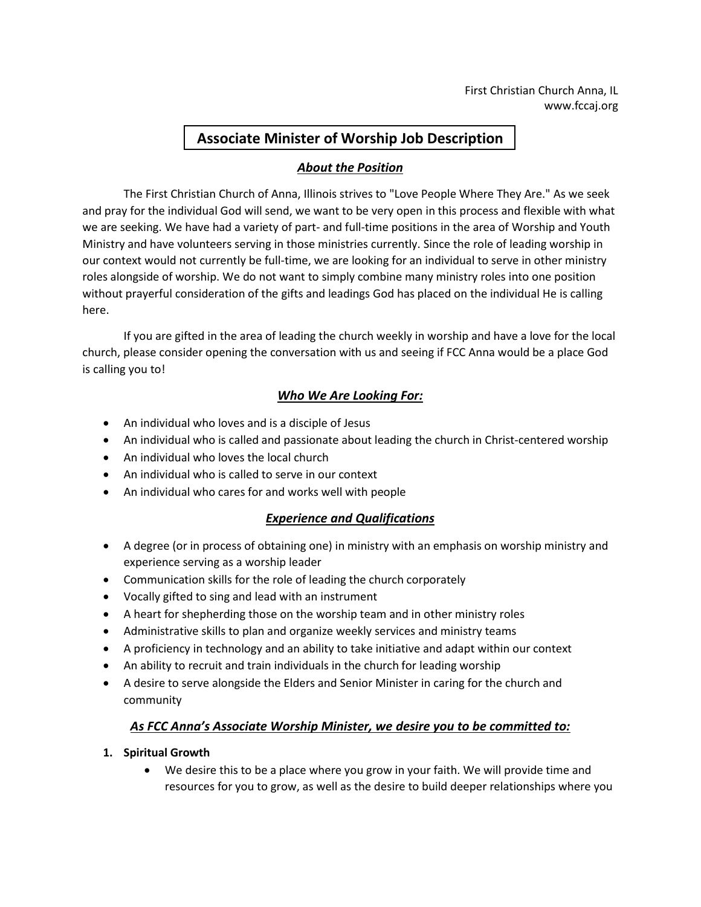First Christian Church Anna, IL
www.fccaj.org

# Associate Minister of Worship Job Description

## ***About the Position***

The First Christian Church of Anna, Illinois strives to "Love People Where They Are." As we seek and pray for the individual God will send, we want to be very open in this process and flexible with what we are seeking. We have had a variety of part- and full-time positions in the area of Worship and Youth Ministry and have volunteers serving in those ministries currently. Since the role of leading worship in our context would not currently be full-time, we are looking for an individual to serve in other ministry roles alongside of worship. We do not want to simply combine many ministry roles into one position without prayerful consideration of the gifts and leadings God has placed on the individual He is calling here.

If you are gifted in the area of leading the church weekly in worship and have a love for the local church, please consider opening the conversation with us and seeing if FCC Anna would be a place God is calling you to!

## ***Who We Are Looking For:***

- An individual who loves and is a disciple of Jesus
- An individual who is called and passionate about leading the church in Christ-centered worship
- An individual who loves the local church
- An individual who is called to serve in our context
- An individual who cares for and works well with people

## ***Experience and Qualifications***

- A degree (or in process of obtaining one) in ministry with an emphasis on worship ministry and experience serving as a worship leader
- Communication skills for the role of leading the church corporately
- Vocally gifted to sing and lead with an instrument
- A heart for shepherding those on the worship team and in other ministry roles
- Administrative skills to plan and organize weekly services and ministry teams
- A proficiency in technology and an ability to take initiative and adapt within our context
- An ability to recruit and train individuals in the church for leading worship
- A desire to serve alongside the Elders and Senior Minister in caring for the church and community

## ***As FCC Anna's Associate Worship Minister, we desire you to be committed to:***

1. **Spiritual Growth**
    - We desire this to be a place where you grow in your faith. We will provide time and resources for you to grow, as well as the desire to build deeper relationships where you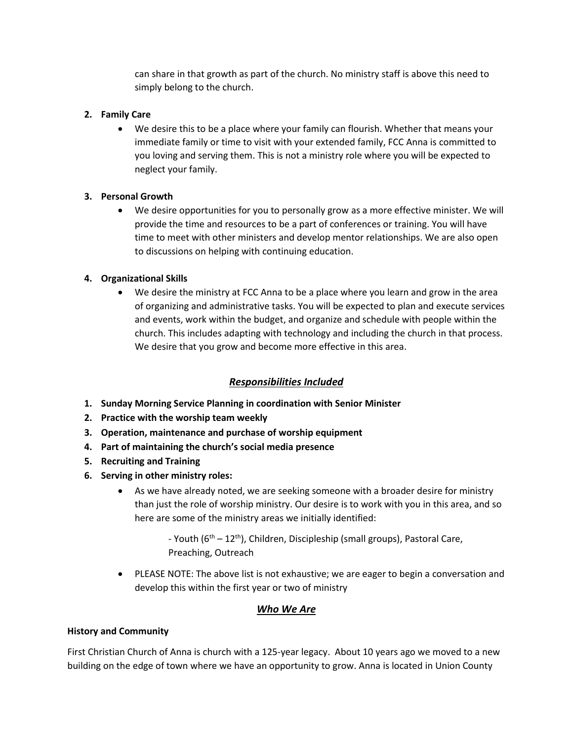can share in that growth as part of the church. No ministry staff is above this need to simply belong to the church.

2. **Family Care**
   - We desire this to be a place where your family can flourish. Whether that means your immediate family or time to visit with your extended family, FCC Anna is committed to you loving and serving them. This is not a ministry role where you will be expected to neglect your family.

3. **Personal Growth**
   - We desire opportunities for you to personally grow as a more effective minister. We will provide the time and resources to be a part of conferences or training. You will have time to meet with other ministers and develop mentor relationships. We are also open to discussions on helping with continuing education.

4. **Organizational Skills**
   - We desire the ministry at FCC Anna to be a place where you learn and grow in the area of organizing and administrative tasks. You will be expected to plan and execute services and events, work within the budget, and organize and schedule with people within the church. This includes adapting with technology and including the church in that process. We desire that you grow and become more effective in this area.

## ***Responsibilities Included***

1. **Sunday Morning Service Planning in coordination with Senior Minister**
2. **Practice with the worship team weekly**
3. **Operation, maintenance and purchase of worship equipment**
4. **Part of maintaining the church's social media presence**
5. **Recruiting and Training**
6. **Serving in other ministry roles:**
   - As we have already noted, we are seeking someone with a broader desire for ministry than just the role of worship ministry. Our desire is to work with you in this area, and so here are some of the ministry areas we initially identified:

     - Youth ($6^{th}$ – $12^{th}$), Children, Discipleship (small groups), Pastoral Care, Preaching, Outreach

   - PLEASE NOTE: The above list is not exhaustive; we are eager to begin a conversation and develop this within the first year or two of ministry

## ***Who We Are***

**History and Community**

First Christian Church of Anna is church with a 125-year legacy. About 10 years ago we moved to a new building on the edge of town where we have an opportunity to grow. Anna is located in Union County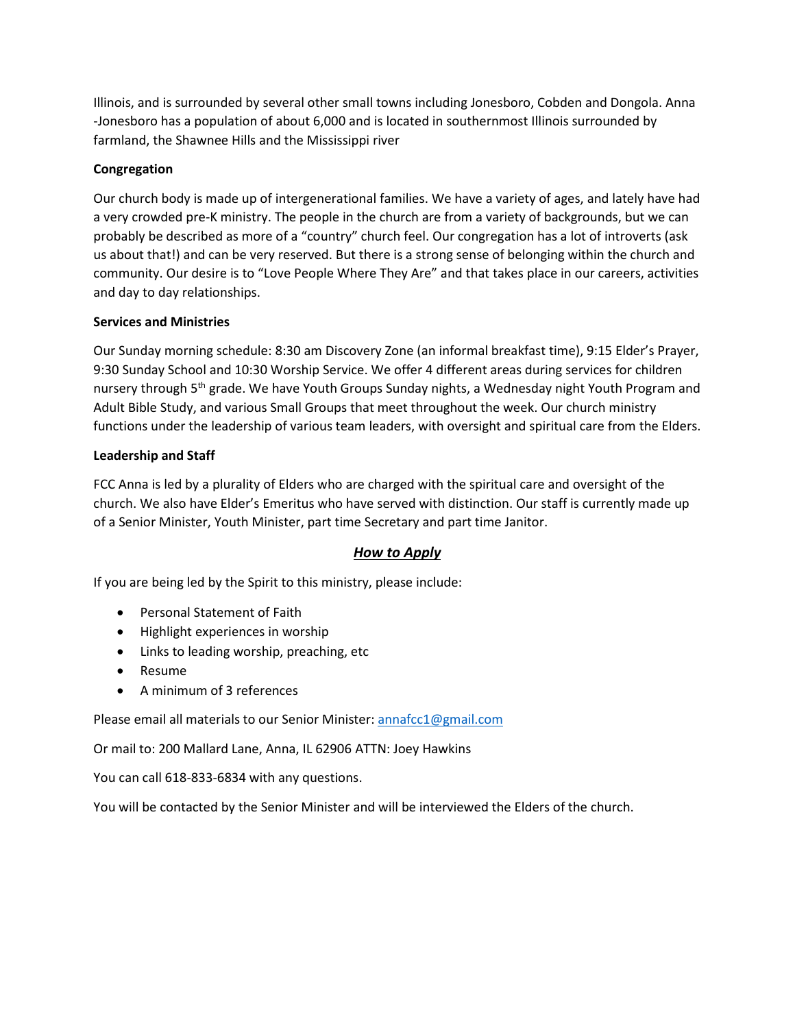Illinois, and is surrounded by several other small towns including Jonesboro, Cobden and Dongola. Anna -Jonesboro has a population of about 6,000 and is located in southernmost Illinois surrounded by farmland, the Shawnee Hills and the Mississippi river

**Congregation**

Our church body is made up of intergenerational families. We have a variety of ages, and lately have had a very crowded pre-K ministry. The people in the church are from a variety of backgrounds, but we can probably be described as more of a "country" church feel. Our congregation has a lot of introverts (ask us about that!) and can be very reserved. But there is a strong sense of belonging within the church and community. Our desire is to "Love People Where They Are" and that takes place in our careers, activities and day to day relationships.

**Services and Ministries**

Our Sunday morning schedule: 8:30 am Discovery Zone (an informal breakfast time), 9:15 Elder's Prayer, 9:30 Sunday School and 10:30 Worship Service. We offer 4 different areas during services for children nursery through 5th grade. We have Youth Groups Sunday nights, a Wednesday night Youth Program and Adult Bible Study, and various Small Groups that meet throughout the week. Our church ministry functions under the leadership of various team leaders, with oversight and spiritual care from the Elders.

**Leadership and Staff**

FCC Anna is led by a plurality of Elders who are charged with the spiritual care and oversight of the church. We also have Elder's Emeritus who have served with distinction. Our staff is currently made up of a Senior Minister, Youth Minister, part time Secretary and part time Janitor.

## ***How to Apply***

If you are being led by the Spirit to this ministry, please include:

- Personal Statement of Faith
- Highlight experiences in worship
- Links to leading worship, preaching, etc
- Resume
- A minimum of 3 references

Please email all materials to our Senior Minister: annafcc1@gmail.com

Or mail to: 200 Mallard Lane, Anna, IL 62906 ATTN: Joey Hawkins

You can call 618-833-6834 with any questions.

You will be contacted by the Senior Minister and will be interviewed the Elders of the church.